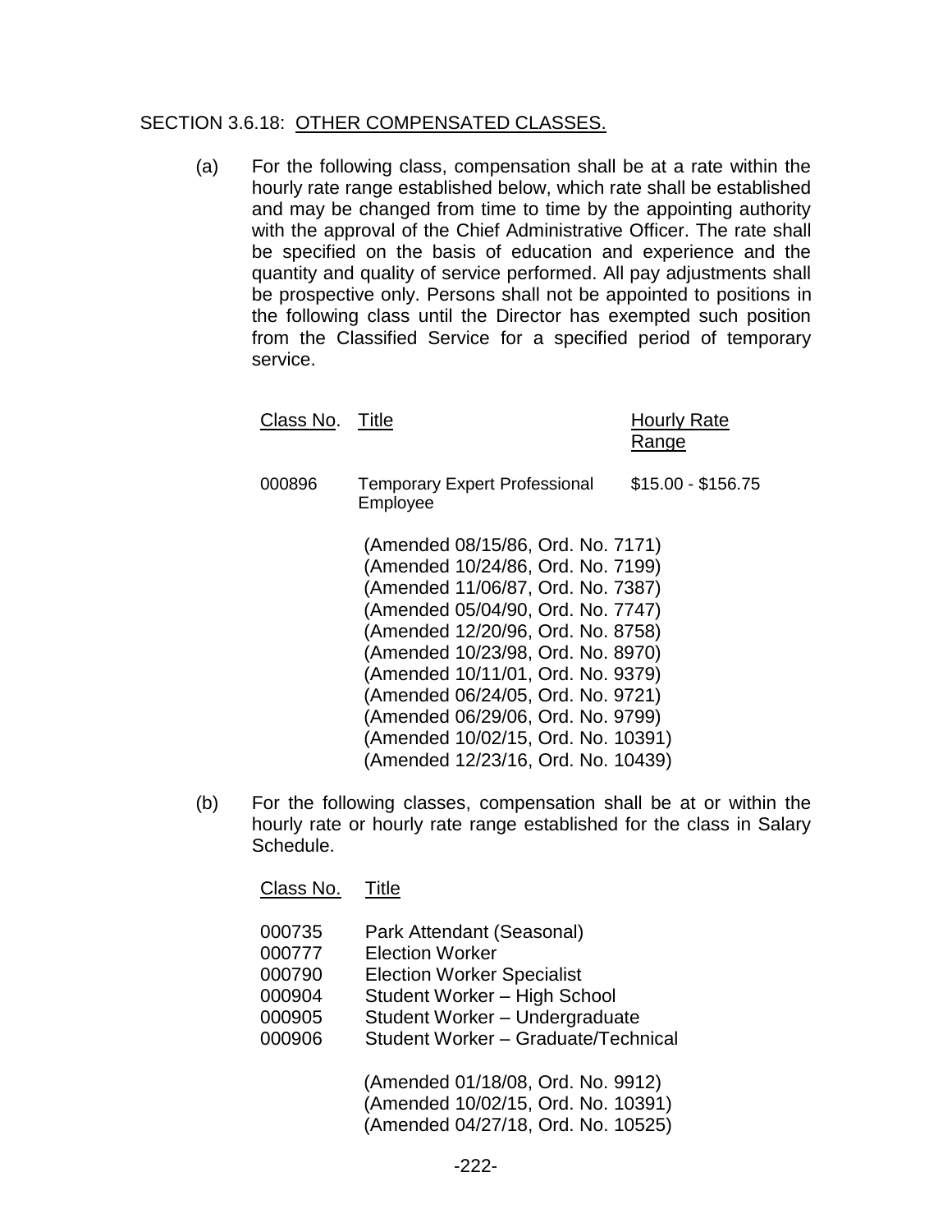## SECTION 3.6.18: OTHER COMPENSATED CLASSES.

(a) For the following class, compensation shall be at a rate within the hourly rate range established below, which rate shall be established and may be changed from time to time by the appointing authority with the approval of the Chief Administrative Officer. The rate shall be specified on the basis of education and experience and the quantity and quality of service performed. All pay adjustments shall be prospective only. Persons shall not be appointed to positions in the following class until the Director has exempted such position from the Classified Service for a specified period of temporary service.

| Class No. | Title | Hourly Rate Range |
|---|---|---|
| 000896 | Temporary Expert Professional Employee | $15.00 - $156.75 |

(Amended 08/15/86, Ord. No. 7171)
(Amended 10/24/86, Ord. No. 7199)
(Amended 11/06/87, Ord. No. 7387)
(Amended 05/04/90, Ord. No. 7747)
(Amended 12/20/96, Ord. No. 8758)
(Amended 10/23/98, Ord. No. 8970)
(Amended 10/11/01, Ord. No. 9379)
(Amended 06/24/05, Ord. No. 9721)
(Amended 06/29/06, Ord. No. 9799)
(Amended 10/02/15, Ord. No. 10391)
(Amended 12/23/16, Ord. No. 10439)

(b) For the following classes, compensation shall be at or within the hourly rate or hourly rate range established for the class in Salary Schedule.

| Class No. | Title |
|---|---|
| 000735 | Park Attendant (Seasonal) |
| 000777 | Election Worker |
| 000790 | Election Worker Specialist |
| 000904 | Student Worker – High School |
| 000905 | Student Worker – Undergraduate |
| 000906 | Student Worker – Graduate/Technical |

(Amended 01/18/08, Ord. No. 9912)
(Amended 10/02/15, Ord. No. 10391)
(Amended 04/27/18, Ord. No. 10525)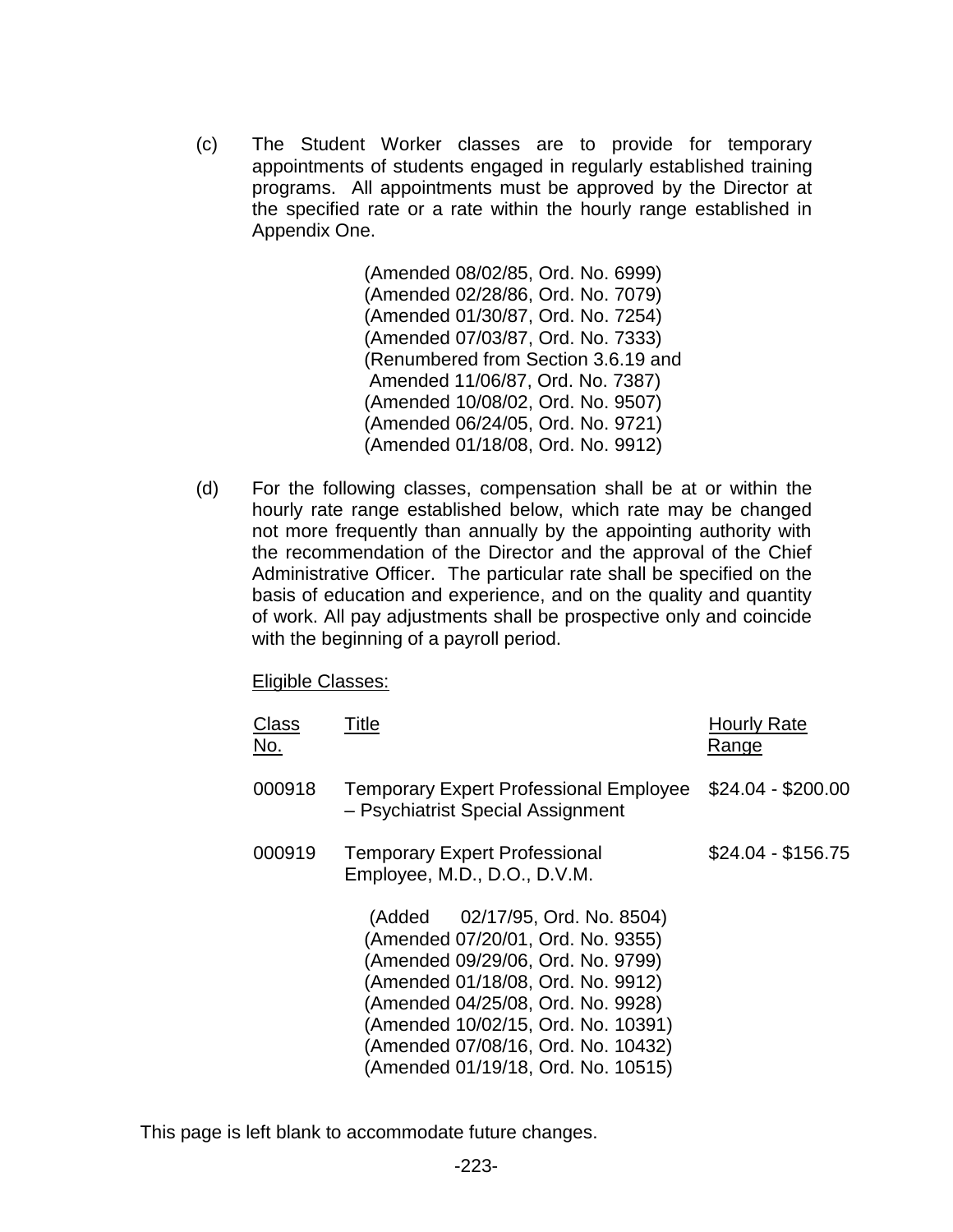(c) The Student Worker classes are to provide for temporary appointments of students engaged in regularly established training programs. All appointments must be approved by the Director at the specified rate or a rate within the hourly range established in Appendix One.

(Amended 08/02/85, Ord. No. 6999)
(Amended 02/28/86, Ord. No. 7079)
(Amended 01/30/87, Ord. No. 7254)
(Amended 07/03/87, Ord. No. 7333)
(Renumbered from Section 3.6.19 and Amended 11/06/87, Ord. No. 7387)
(Amended 10/08/02, Ord. No. 9507)
(Amended 06/24/05, Ord. No. 9721)
(Amended 01/18/08, Ord. No. 9912)

(d) For the following classes, compensation shall be at or within the hourly rate range established below, which rate may be changed not more frequently than annually by the appointing authority with the recommendation of the Director and the approval of the Chief Administrative Officer. The particular rate shall be specified on the basis of education and experience, and on the quality and quantity of work. All pay adjustments shall be prospective only and coincide with the beginning of a payroll period.

Eligible Classes:

| Class No. | Title | Hourly Rate Range |
|---|---|---|
| 000918 | Temporary Expert Professional Employee – Psychiatrist Special Assignment | $24.04 - $200.00 |
| 000919 | Temporary Expert Professional Employee, M.D., D.O., D.V.M. | $24.04 - $156.75 |

(Added 02/17/95, Ord. No. 8504)
(Amended 07/20/01, Ord. No. 9355)
(Amended 09/29/06, Ord. No. 9799)
(Amended 01/18/08, Ord. No. 9912)
(Amended 04/25/08, Ord. No. 9928)
(Amended 10/02/15, Ord. No. 10391)
(Amended 07/08/16, Ord. No. 10432)
(Amended 01/19/18, Ord. No. 10515)

This page is left blank to accommodate future changes.